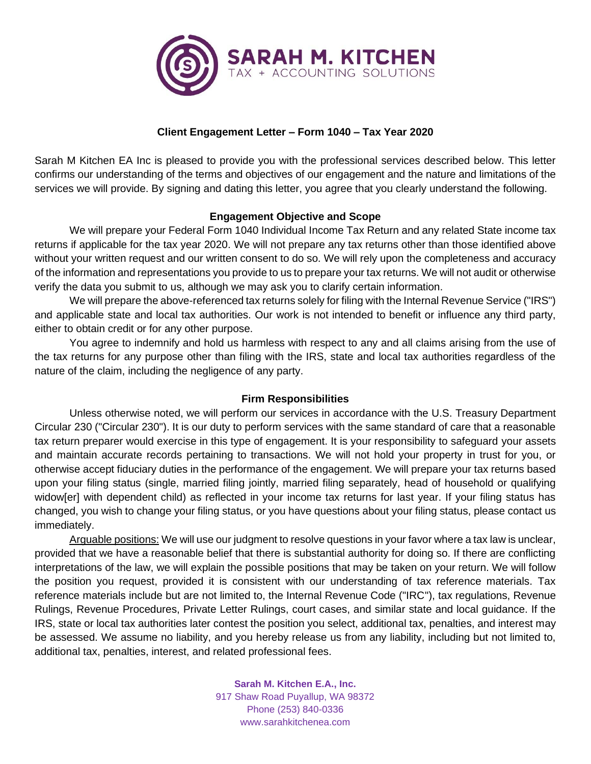**SARAH M. KITCHEN**
TAX + ACCOUNTING SOLUTIONS

# Client Engagement Letter – Form 1040 – Tax Year 2020

Sarah M Kitchen EA Inc is pleased to provide you with the professional services described below. This letter confirms our understanding of the terms and objectives of our engagement and the nature and limitations of the services we will provide. By signing and dating this letter, you agree that you clearly understand the following.

## Engagement Objective and Scope

We will prepare your Federal Form 1040 Individual Income Tax Return and any related State income tax returns if applicable for the tax year 2020. We will not prepare any tax returns other than those identified above without your written request and our written consent to do so. We will rely upon the completeness and accuracy of the information and representations you provide to us to prepare your tax returns. We will not audit or otherwise verify the data you submit to us, although we may ask you to clarify certain information.

We will prepare the above-referenced tax returns solely for filing with the Internal Revenue Service ("IRS") and applicable state and local tax authorities. Our work is not intended to benefit or influence any third party, either to obtain credit or for any other purpose.

You agree to indemnify and hold us harmless with respect to any and all claims arising from the use of the tax returns for any purpose other than filing with the IRS, state and local tax authorities regardless of the nature of the claim, including the negligence of any party.

## Firm Responsibilities

Unless otherwise noted, we will perform our services in accordance with the U.S. Treasury Department Circular 230 ("Circular 230"). It is our duty to perform services with the same standard of care that a reasonable tax return preparer would exercise in this type of engagement. It is your responsibility to safeguard your assets and maintain accurate records pertaining to transactions. We will not hold your property in trust for you, or otherwise accept fiduciary duties in the performance of the engagement. We will prepare your tax returns based upon your filing status (single, married filing jointly, married filing separately, head of household or qualifying widow[er] with dependent child) as reflected in your income tax returns for last year. If your filing status has changed, you wish to change your filing status, or you have questions about your filing status, please contact us immediately.

<u>Arguable positions:</u> We will use our judgment to resolve questions in your favor where a tax law is unclear, provided that we have a reasonable belief that there is substantial authority for doing so. If there are conflicting interpretations of the law, we will explain the possible positions that may be taken on your return. We will follow the position you request, provided it is consistent with our understanding of tax reference materials. Tax reference materials include but are not limited to, the Internal Revenue Code ("IRC"), tax regulations, Revenue Rulings, Revenue Procedures, Private Letter Rulings, court cases, and similar state and local guidance. If the IRS, state or local tax authorities later contest the position you select, additional tax, penalties, and interest may be assessed. We assume no liability, and you hereby release us from any liability, including but not limited to, additional tax, penalties, interest, and related professional fees.

**Sarah M. Kitchen E.A., Inc.**
917 Shaw Road Puyallup, WA 98372
Phone (253) 840-0336
www.sarahkitchenea.com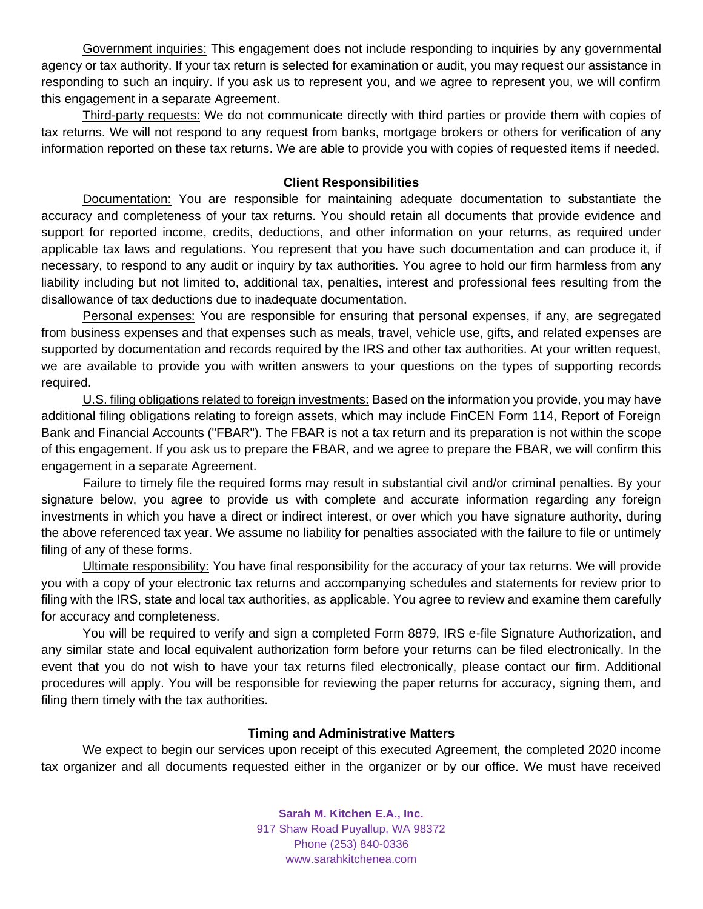Government inquiries: This engagement does not include responding to inquiries by any governmental agency or tax authority. If your tax return is selected for examination or audit, you may request our assistance in responding to such an inquiry. If you ask us to represent you, and we agree to represent you, we will confirm this engagement in a separate Agreement.

Third-party requests: We do not communicate directly with third parties or provide them with copies of tax returns. We will not respond to any request from banks, mortgage brokers or others for verification of any information reported on these tax returns. We are able to provide you with copies of requested items if needed.

**Client Responsibilities**

Documentation: You are responsible for maintaining adequate documentation to substantiate the accuracy and completeness of your tax returns. You should retain all documents that provide evidence and support for reported income, credits, deductions, and other information on your returns, as required under applicable tax laws and regulations. You represent that you have such documentation and can produce it, if necessary, to respond to any audit or inquiry by tax authorities. You agree to hold our firm harmless from any liability including but not limited to, additional tax, penalties, interest and professional fees resulting from the disallowance of tax deductions due to inadequate documentation.

Personal expenses: You are responsible for ensuring that personal expenses, if any, are segregated from business expenses and that expenses such as meals, travel, vehicle use, gifts, and related expenses are supported by documentation and records required by the IRS and other tax authorities. At your written request, we are available to provide you with written answers to your questions on the types of supporting records required.

U.S. filing obligations related to foreign investments: Based on the information you provide, you may have additional filing obligations relating to foreign assets, which may include FinCEN Form 114, Report of Foreign Bank and Financial Accounts ("FBAR"). The FBAR is not a tax return and its preparation is not within the scope of this engagement. If you ask us to prepare the FBAR, and we agree to prepare the FBAR, we will confirm this engagement in a separate Agreement.

Failure to timely file the required forms may result in substantial civil and/or criminal penalties. By your signature below, you agree to provide us with complete and accurate information regarding any foreign investments in which you have a direct or indirect interest, or over which you have signature authority, during the above referenced tax year. We assume no liability for penalties associated with the failure to file or untimely filing of any of these forms.

Ultimate responsibility: You have final responsibility for the accuracy of your tax returns. We will provide you with a copy of your electronic tax returns and accompanying schedules and statements for review prior to filing with the IRS, state and local tax authorities, as applicable. You agree to review and examine them carefully for accuracy and completeness.

You will be required to verify and sign a completed Form 8879, IRS e-file Signature Authorization, and any similar state and local equivalent authorization form before your returns can be filed electronically. In the event that you do not wish to have your tax returns filed electronically, please contact our firm. Additional procedures will apply. You will be responsible for reviewing the paper returns for accuracy, signing them, and filing them timely with the tax authorities.

**Timing and Administrative Matters**

We expect to begin our services upon receipt of this executed Agreement, the completed 2020 income tax organizer and all documents requested either in the organizer or by our office. We must have received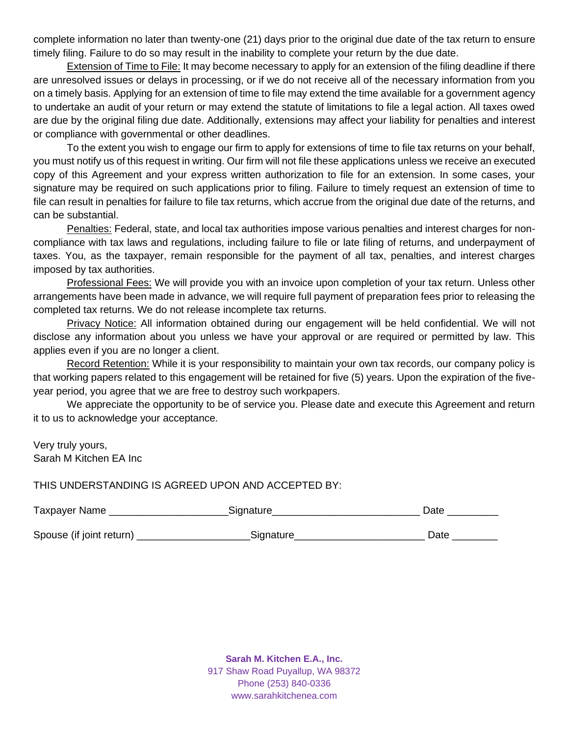complete information no later than twenty-one (21) days prior to the original due date of the tax return to ensure timely filing. Failure to do so may result in the inability to complete your return by the due date.

Extension of Time to File: It may become necessary to apply for an extension of the filing deadline if there are unresolved issues or delays in processing, or if we do not receive all of the necessary information from you on a timely basis. Applying for an extension of time to file may extend the time available for a government agency to undertake an audit of your return or may extend the statute of limitations to file a legal action. All taxes owed are due by the original filing due date. Additionally, extensions may affect your liability for penalties and interest or compliance with governmental or other deadlines.

To the extent you wish to engage our firm to apply for extensions of time to file tax returns on your behalf, you must notify us of this request in writing. Our firm will not file these applications unless we receive an executed copy of this Agreement and your express written authorization to file for an extension. In some cases, your signature may be required on such applications prior to filing. Failure to timely request an extension of time to file can result in penalties for failure to file tax returns, which accrue from the original due date of the returns, and can be substantial.

Penalties: Federal, state, and local tax authorities impose various penalties and interest charges for non-compliance with tax laws and regulations, including failure to file or late filing of returns, and underpayment of taxes. You, as the taxpayer, remain responsible for the payment of all tax, penalties, and interest charges imposed by tax authorities.

Professional Fees: We will provide you with an invoice upon completion of your tax return. Unless other arrangements have been made in advance, we will require full payment of preparation fees prior to releasing the completed tax returns. We do not release incomplete tax returns.

Privacy Notice: All information obtained during our engagement will be held confidential. We will not disclose any information about you unless we have your approval or are required or permitted by law. This applies even if you are no longer a client.

Record Retention: While it is your responsibility to maintain your own tax records, our company policy is that working papers related to this engagement will be retained for five (5) years. Upon the expiration of the five-year period, you agree that we are free to destroy such workpapers.

We appreciate the opportunity to be of service you. Please date and execute this Agreement and return it to us to acknowledge your acceptance.

Very truly yours,
Sarah M Kitchen EA Inc

THIS UNDERSTANDING IS AGREED UPON AND ACCEPTED BY:

Taxpayer Name ____________________Signature_________________________ Date _________

Spouse (if joint return) ___________________Signature______________________ Date ________

**Sarah M. Kitchen E.A., Inc.**
917 Shaw Road Puyallup, WA 98372
Phone (253) 840-0336
www.sarahkitchenea.com